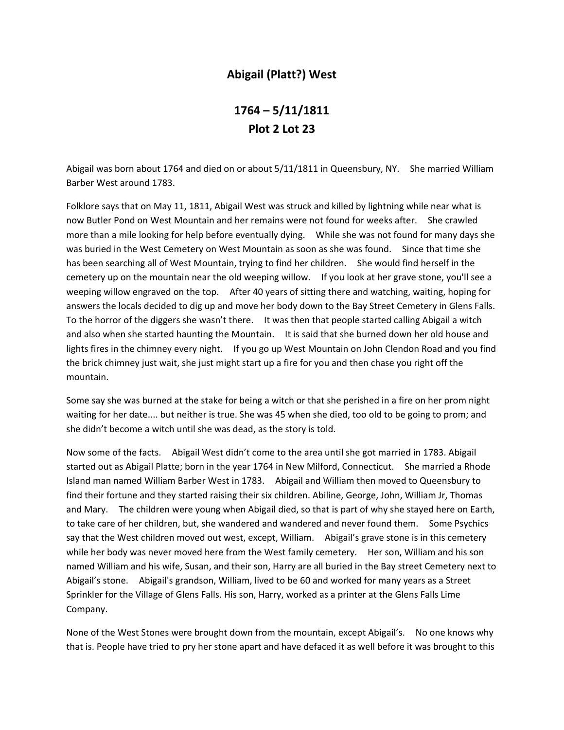# Abigail (Platt?) West

## 1764 – 5/11/1811
## Plot 2 Lot 23

Abigail was born about 1764 and died on or about 5/11/1811 in Queensbury, NY. She married William Barber West around 1783.

Folklore says that on May 11, 1811, Abigail West was struck and killed by lightning while near what is now Butler Pond on West Mountain and her remains were not found for weeks after. She crawled more than a mile looking for help before eventually dying. While she was not found for many days she was buried in the West Cemetery on West Mountain as soon as she was found. Since that time she has been searching all of West Mountain, trying to find her children. She would find herself in the cemetery up on the mountain near the old weeping willow. If you look at her grave stone, you'll see a weeping willow engraved on the top. After 40 years of sitting there and watching, waiting, hoping for answers the locals decided to dig up and move her body down to the Bay Street Cemetery in Glens Falls. To the horror of the diggers she wasn't there. It was then that people started calling Abigail a witch and also when she started haunting the Mountain. It is said that she burned down her old house and lights fires in the chimney every night. If you go up West Mountain on John Clendon Road and you find the brick chimney just wait, she just might start up a fire for you and then chase you right off the mountain.

Some say she was burned at the stake for being a witch or that she perished in a fire on her prom night waiting for her date.... but neither is true. She was 45 when she died, too old to be going to prom; and she didn't become a witch until she was dead, as the story is told.

Now some of the facts. Abigail West didn't come to the area until she got married in 1783. Abigail started out as Abigail Platte; born in the year 1764 in New Milford, Connecticut. She married a Rhode Island man named William Barber West in 1783. Abigail and William then moved to Queensbury to find their fortune and they started raising their six children. Abiline, George, John, William Jr, Thomas and Mary. The children were young when Abigail died, so that is part of why she stayed here on Earth, to take care of her children, but, she wandered and wandered and never found them. Some Psychics say that the West children moved out west, except, William. Abigail's grave stone is in this cemetery while her body was never moved here from the West family cemetery. Her son, William and his son named William and his wife, Susan, and their son, Harry are all buried in the Bay street Cemetery next to Abigail's stone. Abigail's grandson, William, lived to be 60 and worked for many years as a Street Sprinkler for the Village of Glens Falls. His son, Harry, worked as a printer at the Glens Falls Lime Company.

None of the West Stones were brought down from the mountain, except Abigail's. No one knows why that is. People have tried to pry her stone apart and have defaced it as well before it was brought to this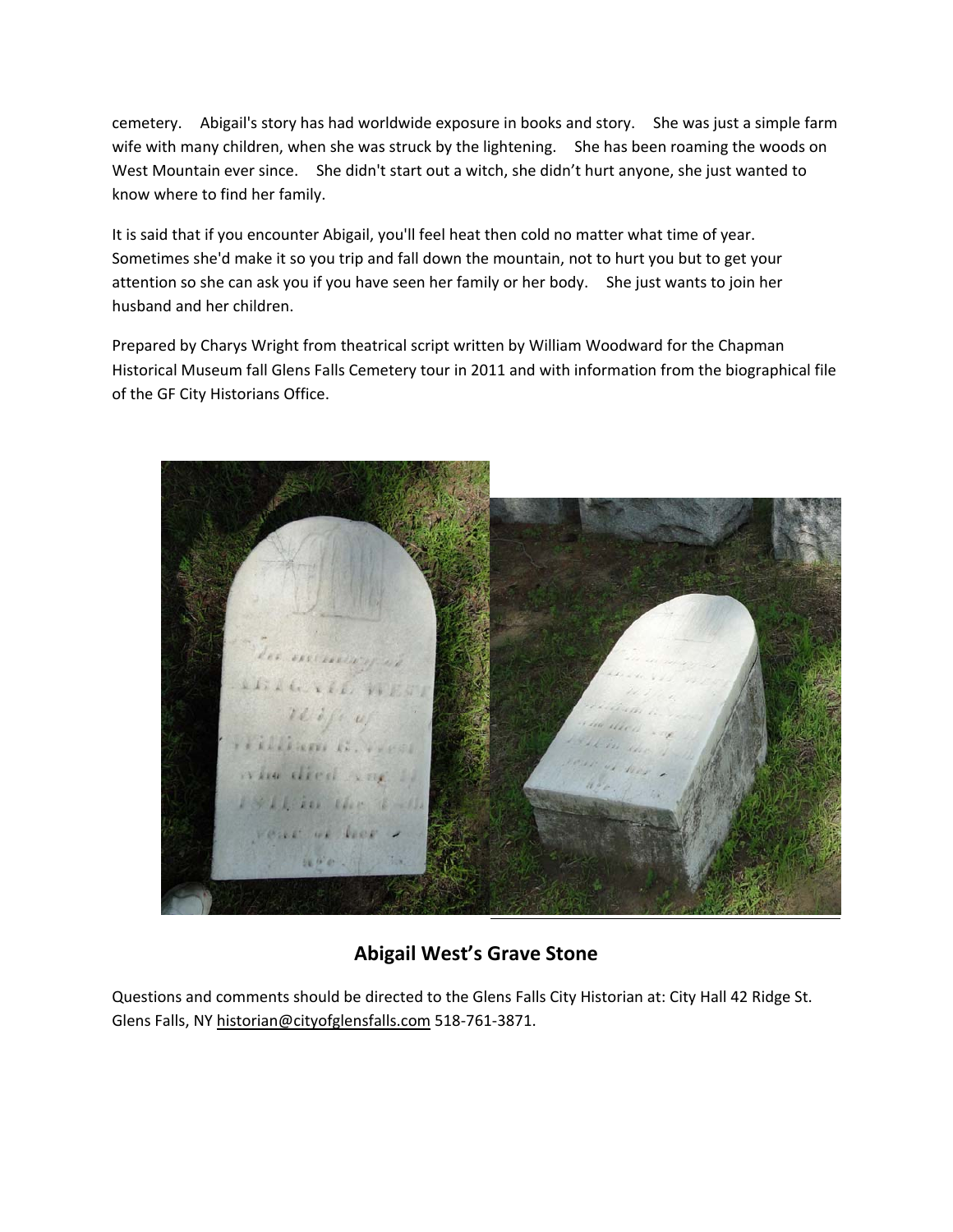cemetery. Abigail's story has had worldwide exposure in books and story. She was just a simple farm wife with many children, when she was struck by the lightening. She has been roaming the woods on West Mountain ever since. She didn't start out a witch, she didn't hurt anyone, she just wanted to know where to find her family.

It is said that if you encounter Abigail, you'll feel heat then cold no matter what time of year. Sometimes she'd make it so you trip and fall down the mountain, not to hurt you but to get your attention so she can ask you if you have seen her family or her body. She just wants to join her husband and her children.

Prepared by Charys Wright from theatrical script written by William Woodward for the Chapman Historical Museum fall Glens Falls Cemetery tour in 2011 and with information from the biographical file of the GF City Historians Office.

**Abigail West's Grave Stone**

Questions and comments should be directed to the Glens Falls City Historian at: City Hall 42 Ridge St. Glens Falls, NY historian@cityofglensfalls.com 518-761-3871.